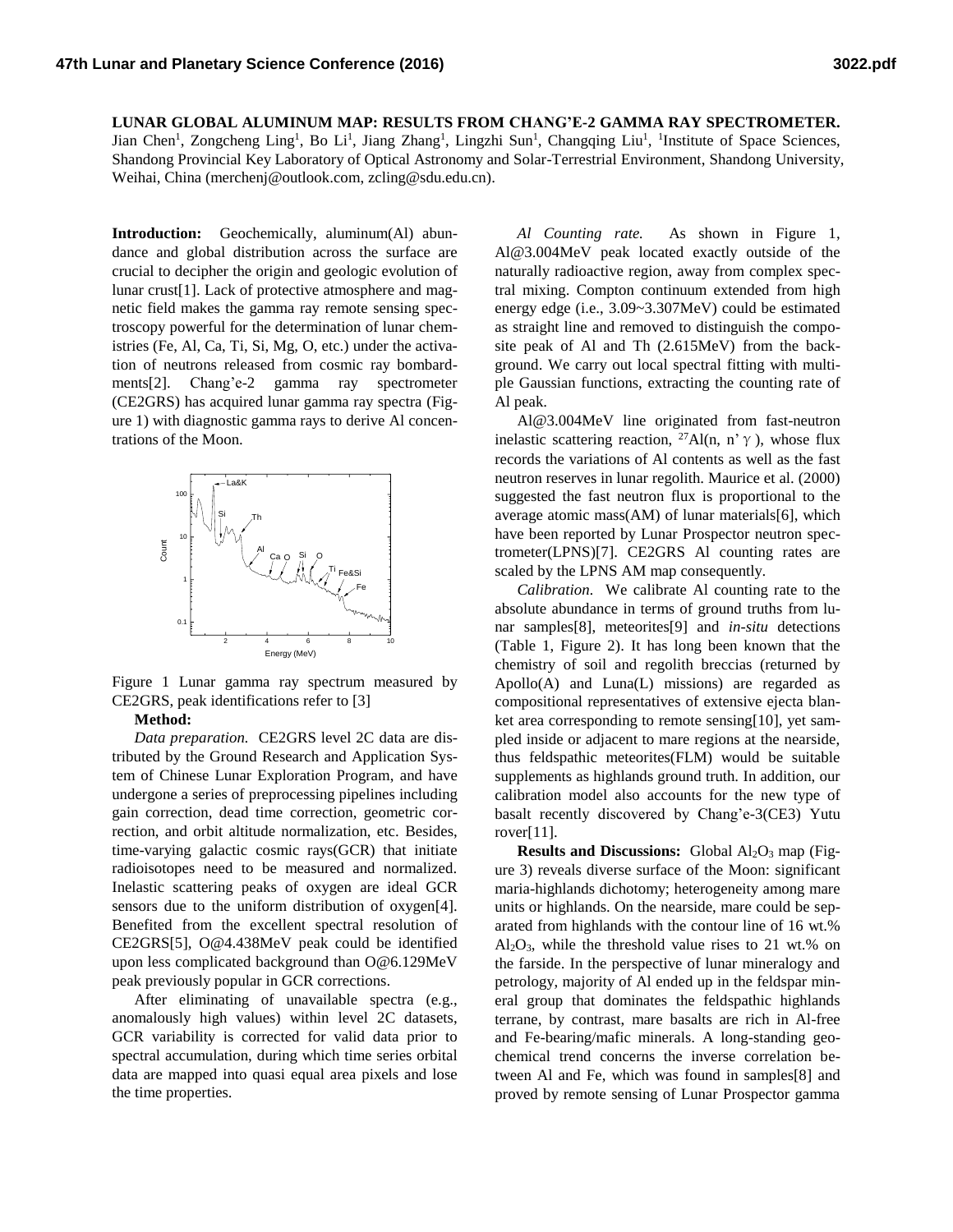# LUNAR GLOBAL ALUMINUM MAP: RESULTS FROM CHANG'E-2 GAMMA RAY SPECTROMETER.

Jian Chen[1], Zongcheng Ling[1], Bo Li[1], Jiang Zhang[1], Lingzhi Sun[1], Changqing Liu[1], [1]Institute of Space Sciences, Shandong Provincial Key Laboratory of Optical Astronomy and Solar-Terrestrial Environment, Shandong University, Weihai, China (merchenj@outlook.com, zcling@sdu.edu.cn).

**Introduction:** Geochemically, aluminum(Al) abundance and global distribution across the surface are crucial to decipher the origin and geologic evolution of lunar crust[1]. Lack of protective atmosphere and magnetic field makes the gamma ray remote sensing spectroscopy powerful for the determination of lunar chemistries (Fe, Al, Ca, Ti, Si, Mg, O, etc.) under the activation of neutrons released from cosmic ray bombardments[2]. Chang'e-2 gamma ray spectrometer (CE2GRS) has acquired lunar gamma ray spectra (Figure 1) with diagnostic gamma rays to derive Al concentrations of the Moon.

Figure 1 Lunar gamma ray spectrum measured by CE2GRS, peak identifications refer to [3]

**Method:**

*Data preparation.* CE2GRS level 2C data are distributed by the Ground Research and Application System of Chinese Lunar Exploration Program, and have undergone a series of preprocessing pipelines including gain correction, dead time correction, geometric correction, and orbit altitude normalization, etc. Besides, time-varying galactic cosmic rays(GCR) that initiate radioisotopes need to be measured and normalized. Inelastic scattering peaks of oxygen are ideal GCR sensors due to the uniform distribution of oxygen[4]. Benefited from the excellent spectral resolution of CE2GRS[5], O@4.438MeV peak could be identified upon less complicated background than O@6.129MeV peak previously popular in GCR corrections.

After eliminating of unavailable spectra (e.g., anomalously high values) within level 2C datasets, GCR variability is corrected for valid data prior to spectral accumulation, during which time series orbital data are mapped into quasi equal area pixels and lose the time properties.

*Al Counting rate.* As shown in Figure 1, Al@3.004MeV peak located exactly outside of the naturally radioactive region, away from complex spectral mixing. Compton continuum extended from high energy edge (i.e., 3.09~3.307MeV) could be estimated as straight line and removed to distinguish the composite peak of Al and Th (2.615MeV) from the background. We carry out local spectral fitting with multiple Gaussian functions, extracting the counting rate of Al peak.

Al@3.004MeV line originated from fast-neutron inelastic scattering reaction, $^{27}Al(n, n'\gamma)$, whose flux records the variations of Al contents as well as the fast neutron reserves in lunar regolith. Maurice et al. (2000) suggested the fast neutron flux is proportional to the average atomic mass(AM) of lunar materials[6], which have been reported by Lunar Prospector neutron spectrometer(LPNS)[7]. CE2GRS Al counting rates are scaled by the LPNS AM map consequently.

*Calibration.* We calibrate Al counting rate to the absolute abundance in terms of ground truths from lunar samples[8], meteorites[9] and *in-situ* detections (Table 1, Figure 2). It has long been known that the chemistry of soil and regolith breccias (returned by Apollo(A) and Luna(L) missions) are regarded as compositional representatives of extensive ejecta blanket area corresponding to remote sensing[10], yet sampled inside or adjacent to mare regions at the nearside, thus feldspathic meteorites(FLM) would be suitable supplements as highlands ground truth. In addition, our calibration model also accounts for the new type of basalt recently discovered by Chang'e-3(CE3) Yutu rover[11].

**Results and Discussions:** Global $Al_2O_3$ map (Figure 3) reveals diverse surface of the Moon: significant maria-highlands dichotomy; heterogeneity among mare units or highlands. On the nearside, mare could be separated from highlands with the contour line of 16 wt.% $Al_2O_3$, while the threshold value rises to 21 wt.% on the farside. In the perspective of lunar mineralogy and petrology, majority of Al ended up in the feldspar mineral group that dominates the feldspathic highlands terrane, by contrast, mare basalts are rich in Al-free and Fe-bearing/mafic minerals. A long-standing geochemical trend concerns the inverse correlation between Al and Fe, which was found in samples[8] and proved by remote sensing of Lunar Prospector gamma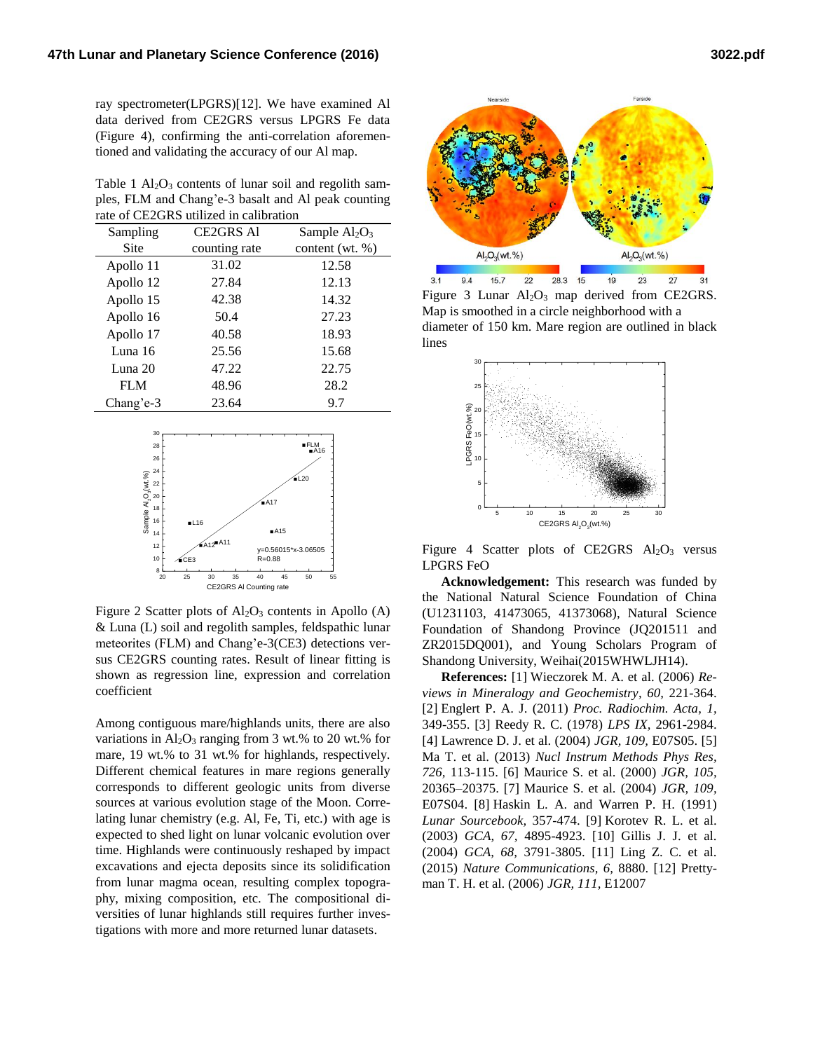ray spectrometer(LPGRS)[12]. We have examined Al data derived from CE2GRS versus LPGRS Fe data (Figure 4), confirming the anti-correlation aforementioned and validating the accuracy of our Al map.

Table 1 $Al_2O_3$ contents of lunar soil and regolith samples, FLM and Chang'e-3 basalt and Al peak counting rate of CE2GRS utilized in calibration

| Sampling Site | CE2GRS Al counting rate | Sample $Al_2O_3$ content (wt. %) |
|---|---|---|
| Apollo 11 | 31.02 | 12.58 |
| Apollo 12 | 27.84 | 12.13 |
| Apollo 15 | 42.38 | 14.32 |
| Apollo 16 | 50.4 | 27.23 |
| Apollo 17 | 40.58 | 18.93 |
| Luna 16 | 25.56 | 15.68 |
| Luna 20 | 47.22 | 22.75 |
| FLM | 48.96 | 28.2 |
| Chang'e-3 | 23.64 | 9.7 |

FLM
A16
L20
A17
L16
A15
A12
A11
CE3
y=0.56015*x-3.06505
R=0.88
Sample $Al_2O_3$(wt.%)
CE2GRS Al Counting rate

Figure 2 Scatter plots of $Al_2O_3$ contents in Apollo (A) & Luna (L) soil and regolith samples, feldspathic lunar meteorites (FLM) and Chang'e-3(CE3) detections versus CE2GRS counting rates. Result of linear fitting is shown as regression line, expression and correlation coefficient

Among contiguous mare/highlands units, there are also variations in $Al_2O_3$ ranging from 3 wt.% to 20 wt.% for mare, 19 wt.% to 31 wt.% for highlands, respectively. Different chemical features in mare regions generally corresponds to different geologic units from diverse sources at various evolution stage of the Moon. Correlating lunar chemistry (e.g. Al, Fe, Ti, etc.) with age is expected to shed light on lunar volcanic evolution over time. Highlands were continuously reshaped by impact excavations and ejecta deposits since its solidification from lunar magma ocean, resulting complex topography, mixing composition, etc. The compositional diversities of lunar highlands still requires further investigations with more and more returned lunar datasets.

Nearside
Farside
$Al_2O_3$(wt.%)
$Al_2O_3$(wt.%)
3.1 9.4 15.7 22 28.3
15 19 23 27 31

Figure 3 Lunar $Al_2O_3$ map derived from CE2GRS. Map is smoothed in a circle neighborhood with a diameter of 150 km. Mare region are outlined in black lines

LPGRS FeO(wt.%)
CE2GRS $Al_2O_3$(wt.%)

Figure 4 Scatter plots of CE2GRS $Al_2O_3$ versus LPGRS FeO

**Acknowledgement:** This research was funded by the National Natural Science Foundation of China (U1231103, 41473065, 41373068), Natural Science Foundation of Shandong Province (JQ201511 and ZR2015DQ001), and Young Scholars Program of Shandong University, Weihai(2015WHWLJH14).

**References:** [1] Wieczorek M. A. et al. (2006) *Reviews in Mineralogy and Geochemistry, 60,* 221-364. [2] Englert P. A. J. (2011) *Proc. Radiochim. Acta, 1,* 349-355. [3] Reedy R. C. (1978) *LPS IX,* 2961-2984. [4] Lawrence D. J. et al. (2004) *JGR, 109,* E07S05. [5] Ma T. et al. (2013) *Nucl Instrum Methods Phys Res, 726,* 113-115. [6] Maurice S. et al. (2000) *JGR, 105,* 20365–20375. [7] Maurice S. et al. (2004) *JGR, 109,* E07S04. [8] Haskin L. A. and Warren P. H. (1991) *Lunar Sourcebook,* 357-474. [9] Korotev R. L. et al. (2003) *GCA, 67,* 4895-4923. [10] Gillis J. J. et al. (2004) *GCA, 68,* 3791-3805. [11] Ling Z. C. et al. (2015) *Nature Communications, 6,* 8880. [12] Prettyman T. H. et al. (2006) *JGR, 111,* E12007